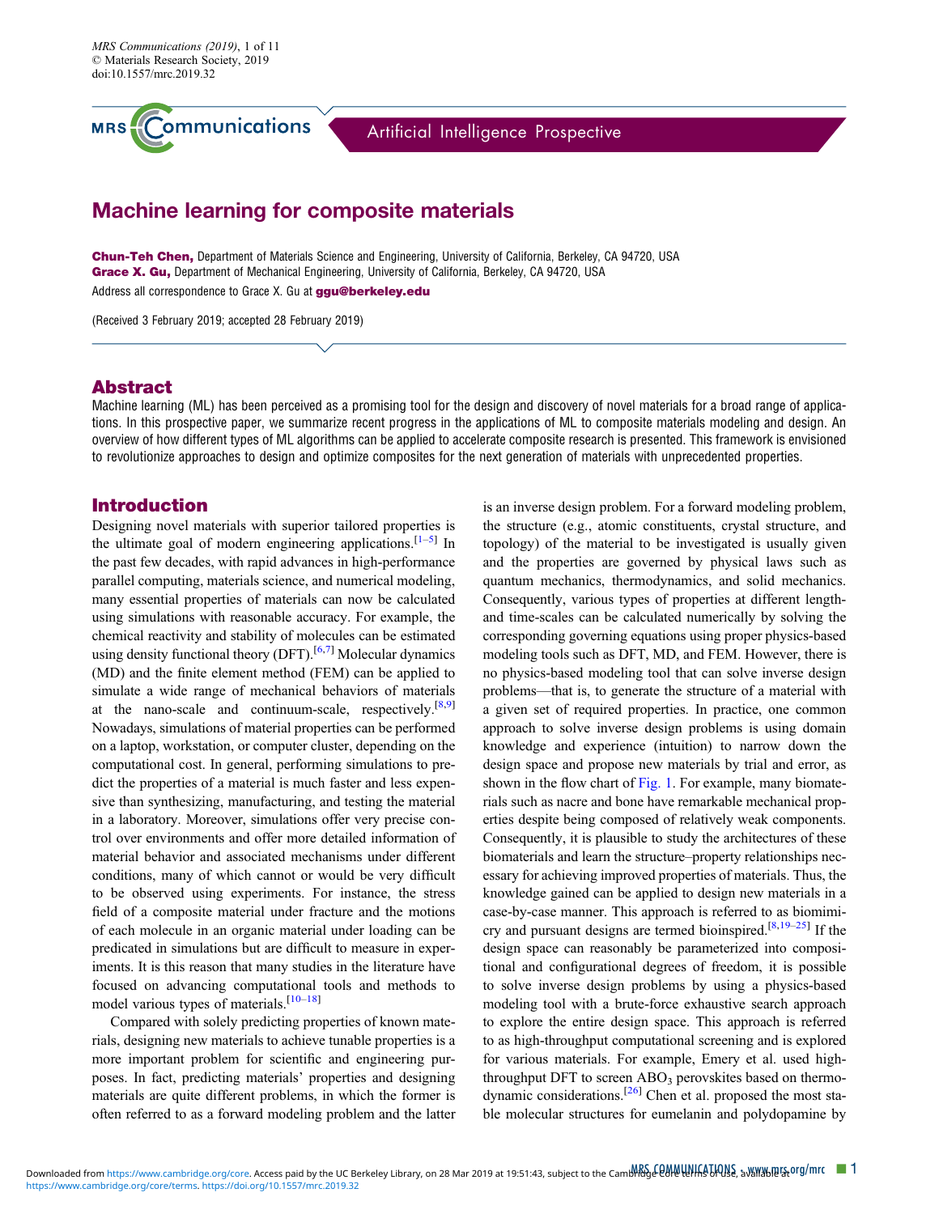# Machine learning for composite materials

**Chun-Teh Chen,** Department of Materials Science and Engineering, University of California, Berkeley, CA 94720, USA
**Grace X. Gu,** Department of Mechanical Engineering, University of California, Berkeley, CA 94720, USA
Address all correspondence to Grace X. Gu at **ggu@berkeley.edu**

(Received 3 February 2019; accepted 28 February 2019)

## Abstract

Machine learning (ML) has been perceived as a promising tool for the design and discovery of novel materials for a broad range of applications. In this prospective paper, we summarize recent progress in the applications of ML to composite materials modeling and design. An overview of how different types of ML algorithms can be applied to accelerate composite research is presented. This framework is envisioned to revolutionize approaches to design and optimize composites for the next generation of materials with unprecedented properties.

## Introduction

Designing novel materials with superior tailored properties is the ultimate goal of modern engineering applications.[1–5] In the past few decades, with rapid advances in high-performance parallel computing, materials science, and numerical modeling, many essential properties of materials can now be calculated using simulations with reasonable accuracy. For example, the chemical reactivity and stability of molecules can be estimated using density functional theory (DFT).[6,7] Molecular dynamics (MD) and the finite element method (FEM) can be applied to simulate a wide range of mechanical behaviors of materials at the nano-scale and continuum-scale, respectively.[8,9] Nowadays, simulations of material properties can be performed on a laptop, workstation, or computer cluster, depending on the computational cost. In general, performing simulations to predict the properties of a material is much faster and less expensive than synthesizing, manufacturing, and testing the material in a laboratory. Moreover, simulations offer very precise control over environments and offer more detailed information of material behavior and associated mechanisms under different conditions, many of which cannot or would be very difficult to be observed using experiments. For instance, the stress field of a composite material under fracture and the motions of each molecule in an organic material under loading can be predicated in simulations but are difficult to measure in experiments. It is this reason that many studies in the literature have focused on advancing computational tools and methods to model various types of materials.[10–18]

Compared with solely predicting properties of known materials, designing new materials to achieve tunable properties is a more important problem for scientific and engineering purposes. In fact, predicting materials' properties and designing materials are quite different problems, in which the former is often referred to as a forward modeling problem and the latter is an inverse design problem. For a forward modeling problem, the structure (e.g., atomic constituents, crystal structure, and topology) of the material to be investigated is usually given and the properties are governed by physical laws such as quantum mechanics, thermodynamics, and solid mechanics. Consequently, various types of properties at different length- and time-scales can be calculated numerically by solving the corresponding governing equations using proper physics-based modeling tools such as DFT, MD, and FEM. However, there is no physics-based modeling tool that can solve inverse design problems—that is, to generate the structure of a material with a given set of required properties. In practice, one common approach to solve inverse design problems is using domain knowledge and experience (intuition) to narrow down the design space and propose new materials by trial and error, as shown in the flow chart of Fig. 1. For example, many biomaterials such as nacre and bone have remarkable mechanical properties despite being composed of relatively weak components. Consequently, it is plausible to study the architectures of these biomaterials and learn the structure–property relationships necessary for achieving improved properties of materials. Thus, the knowledge gained can be applied to design new materials in a case-by-case manner. This approach is referred to as biomimicry and pursuant designs are termed bioinspired.[8,19–25] If the design space can reasonably be parameterized into compositional and configurational degrees of freedom, it is possible to solve inverse design problems by using a physics-based modeling tool with a brute-force exhaustive search approach to explore the entire design space. This approach is referred to as high-throughput computational screening and is explored for various materials. For example, Emery et al. used high-throughput DFT to screen $ABO_3$ perovskites based on thermodynamic considerations.[26] Chen et al. proposed the most stable molecular structures for eumelanin and polydopamine by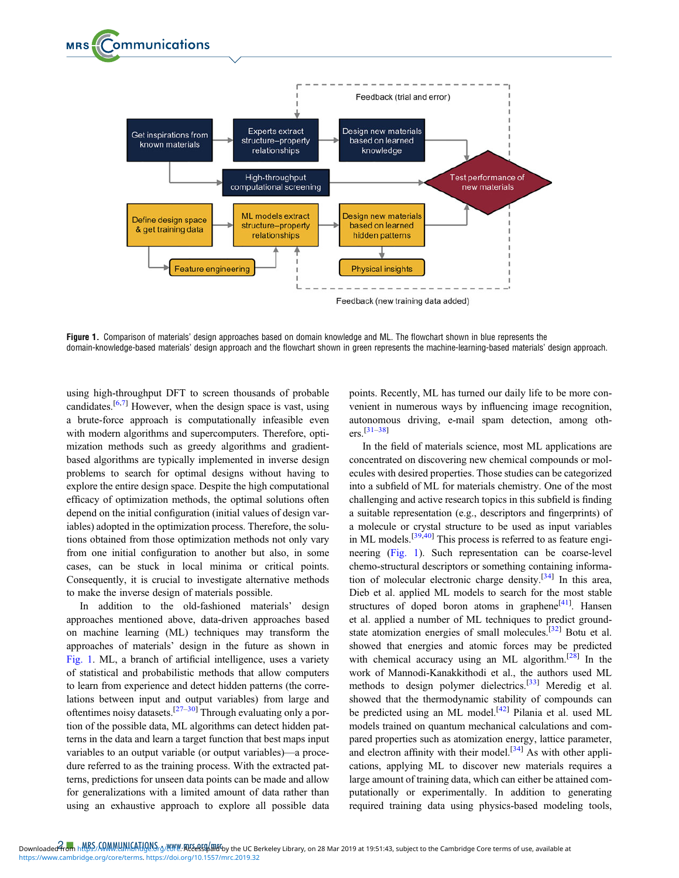Figure 1. Comparison of materials' design approaches based on domain knowledge and ML. The flowchart shown in blue represents the domain-knowledge-based materials' design approach and the flowchart shown in green represents the machine-learning-based materials' design approach.

using high-throughput DFT to screen thousands of probable candidates.[6,7] However, when the design space is vast, using a brute-force approach is computationally infeasible even with modern algorithms and supercomputers. Therefore, optimization methods such as greedy algorithms and gradient-based algorithms are typically implemented in inverse design problems to search for optimal designs without having to explore the entire design space. Despite the high computational efficacy of optimization methods, the optimal solutions often depend on the initial configuration (initial values of design variables) adopted in the optimization process. Therefore, the solutions obtained from those optimization methods not only vary from one initial configuration to another but also, in some cases, can be stuck in local minima or critical points. Consequently, it is crucial to investigate alternative methods to make the inverse design of materials possible.

In addition to the old-fashioned materials' design approaches mentioned above, data-driven approaches based on machine learning (ML) techniques may transform the approaches of materials' design in the future as shown in Fig. 1. ML, a branch of artificial intelligence, uses a variety of statistical and probabilistic methods that allow computers to learn from experience and detect hidden patterns (the correlations between input and output variables) from large and oftentimes noisy datasets.[27–30] Through evaluating only a portion of the possible data, ML algorithms can detect hidden patterns in the data and learn a target function that best maps input variables to an output variable (or output variables)—a procedure referred to as the training process. With the extracted patterns, predictions for unseen data points can be made and allow for generalizations with a limited amount of data rather than using an exhaustive approach to explore all possible data points. Recently, ML has turned our daily life to be more convenient in numerous ways by influencing image recognition, autonomous driving, e-mail spam detection, among others.[31–38]

In the field of materials science, most ML applications are concentrated on discovering new chemical compounds or molecules with desired properties. Those studies can be categorized into a subfield of ML for materials chemistry. One of the most challenging and active research topics in this subfield is finding a suitable representation (e.g., descriptors and fingerprints) of a molecule or crystal structure to be used as input variables in ML models.[39,40] This process is referred to as feature engineering (Fig. 1). Such representation can be coarse-level chemo-structural descriptors or something containing information of molecular electronic charge density.[34] In this area, Dieb et al. applied ML models to search for the most stable structures of doped boron atoms in graphene[41]. Hansen et al. applied a number of ML techniques to predict ground-state atomization energies of small molecules.[32] Botu et al. showed that energies and atomic forces may be predicted with chemical accuracy using an ML algorithm.[28] In the work of Mannodi-Kanakkithodi et al., the authors used ML methods to design polymer dielectrics.[33] Meredig et al. showed that the thermodynamic stability of compounds can be predicted using an ML model.[42] Pilania et al. used ML models trained on quantum mechanical calculations and compared properties such as atomization energy, lattice parameter, and electron affinity with their model.[34] As with other applications, applying ML to discover new materials requires a large amount of training data, which can either be attained computationally or experimentally. In addition to generating required training data using physics-based modeling tools,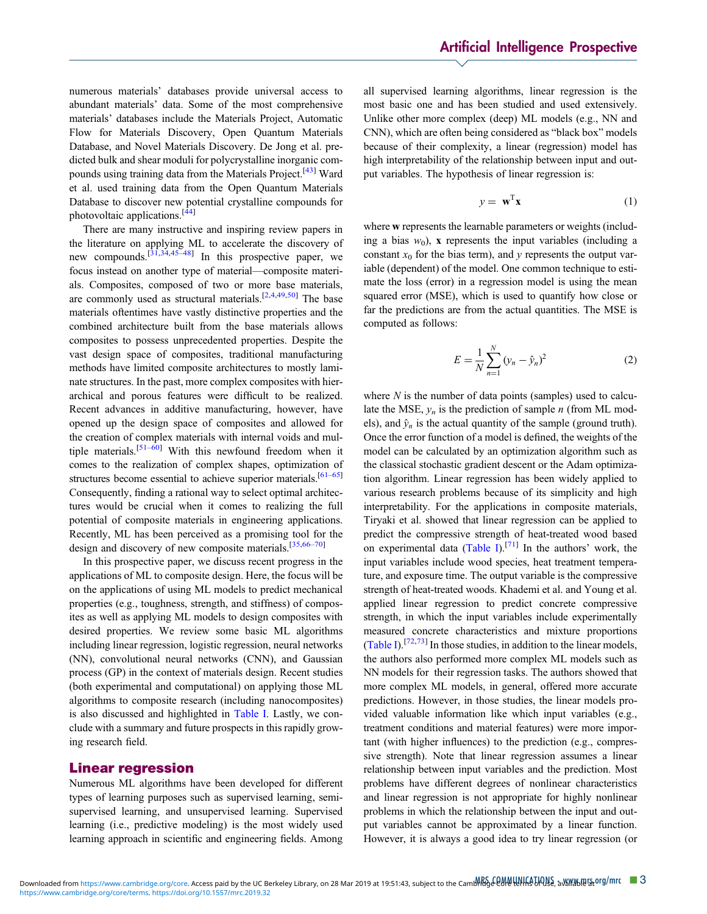numerous materials' databases provide universal access to abundant materials' data. Some of the most comprehensive materials' databases include the Materials Project, Automatic Flow for Materials Discovery, Open Quantum Materials Database, and Novel Materials Discovery. De Jong et al. predicted bulk and shear moduli for polycrystalline inorganic compounds using training data from the Materials Project.[43] Ward et al. used training data from the Open Quantum Materials Database to discover new potential crystalline compounds for photovoltaic applications.[44]

There are many instructive and inspiring review papers in the literature on applying ML to accelerate the discovery of new compounds.[31,34,45–48] In this prospective paper, we focus instead on another type of material—composite materials. Composites, composed of two or more base materials, are commonly used as structural materials.[2,4,49,50] The base materials oftentimes have vastly distinctive properties and the combined architecture built from the base materials allows composites to possess unprecedented properties. Despite the vast design space of composites, traditional manufacturing methods have limited composite architectures to mostly laminate structures. In the past, more complex composites with hierarchical and porous features were difficult to be realized. Recent advances in additive manufacturing, however, have opened up the design space of composites and allowed for the creation of complex materials with internal voids and multiple materials.[51–60] With this newfound freedom when it comes to the realization of complex shapes, optimization of structures become essential to achieve superior materials.[61–65] Consequently, finding a rational way to select optimal architectures would be crucial when it comes to realizing the full potential of composite materials in engineering applications. Recently, ML has been perceived as a promising tool for the design and discovery of new composite materials.[35,66–70]

In this prospective paper, we discuss recent progress in the applications of ML to composite design. Here, the focus will be on the applications of using ML models to predict mechanical properties (e.g., toughness, strength, and stiffness) of composites as well as applying ML models to design composites with desired properties. We review some basic ML algorithms including linear regression, logistic regression, neural networks (NN), convolutional neural networks (CNN), and Gaussian process (GP) in the context of materials design. Recent studies (both experimental and computational) on applying those ML algorithms to composite research (including nanocomposites) is also discussed and highlighted in Table I. Lastly, we conclude with a summary and future prospects in this rapidly growing research field.

## Linear regression

Numerous ML algorithms have been developed for different types of learning purposes such as supervised learning, semi-supervised learning, and unsupervised learning. Supervised learning (i.e., predictive modeling) is the most widely used learning approach in scientific and engineering fields. Among all supervised learning algorithms, linear regression is the most basic one and has been studied and used extensively. Unlike other more complex (deep) ML models (e.g., NN and CNN), which are often being considered as "black box" models because of their complexity, a linear (regression) model has high interpretability of the relationship between input and output variables. The hypothesis of linear regression is:

$$y = \mathbf{w}^{\mathrm{T}}\mathbf{x} \tag{1}$$

where $\mathbf{w}$ represents the learnable parameters or weights (including a bias $w_0$), $\mathbf{x}$ represents the input variables (including a constant $x_0$ for the bias term), and $y$ represents the output variable (dependent) of the model. One common technique to estimate the loss (error) in a regression model is using the mean squared error (MSE), which is used to quantify how close or far the predictions are from the actual quantities. The MSE is computed as follows:

$$E = \frac{1}{N}\sum_{n=1}^{N}(y_n - \hat{y}_n)^2 \tag{2}$$

where $N$ is the number of data points (samples) used to calculate the MSE, $y_n$ is the prediction of sample $n$ (from ML models), and $\hat{y}_n$ is the actual quantity of the sample (ground truth). Once the error function of a model is defined, the weights of the model can be calculated by an optimization algorithm such as the classical stochastic gradient descent or the Adam optimization algorithm. Linear regression has been widely applied to various research problems because of its simplicity and high interpretability. For the applications in composite materials, Tiryaki et al. showed that linear regression can be applied to predict the compressive strength of heat-treated wood based on experimental data (Table I).[71] In the authors' work, the input variables include wood species, heat treatment temperature, and exposure time. The output variable is the compressive strength of heat-treated woods. Khademi et al. and Young et al. applied linear regression to predict concrete compressive strength, in which the input variables include experimentally measured concrete characteristics and mixture proportions (Table I).[72,73] In those studies, in addition to the linear models, the authors also performed more complex ML models such as NN models for their regression tasks. The authors showed that more complex ML models, in general, offered more accurate predictions. However, in those studies, the linear models provided valuable information like which input variables (e.g., treatment conditions and material features) were more important (with higher influences) to the prediction (e.g., compressive strength). Note that linear regression assumes a linear relationship between input variables and the prediction. Most problems have different degrees of nonlinear characteristics and linear regression is not appropriate for highly nonlinear problems in which the relationship between the input and output variables cannot be approximated by a linear function. However, it is always a good idea to try linear regression (or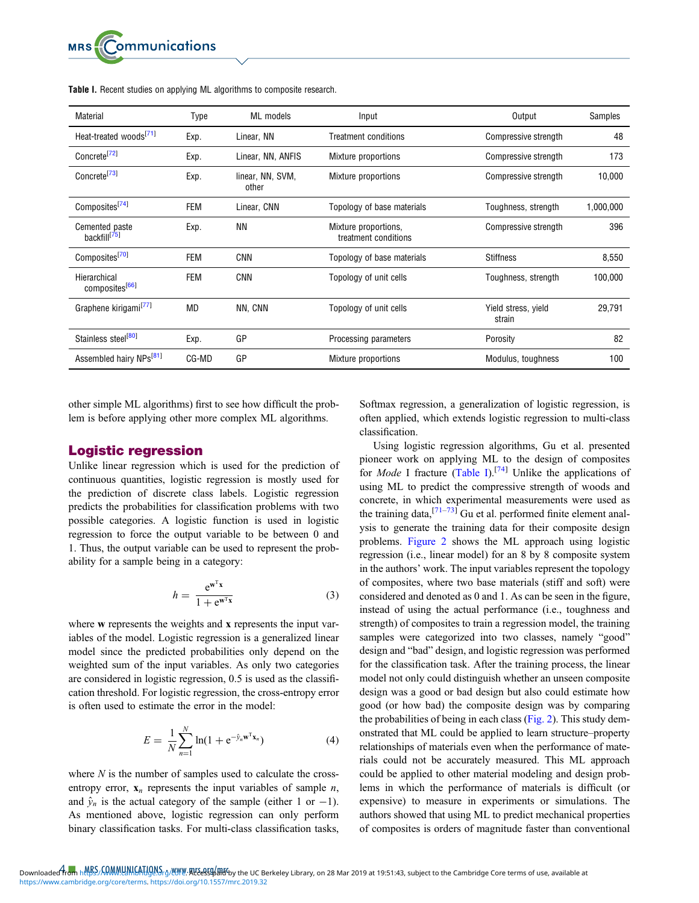**Table I.** Recent studies on applying ML algorithms to composite research.

| Material | Type | ML models | Input | Output | Samples |
|---|---|---|---|---|---|
| Heat-treated woods[71] | Exp. | Linear, NN | Treatment conditions | Compressive strength | 48 |
| Concrete[72] | Exp. | Linear, NN, ANFIS | Mixture proportions | Compressive strength | 173 |
| Concrete[73] | Exp. | linear, NN, SVM, other | Mixture proportions | Compressive strength | 10,000 |
| Composites[74] | FEM | Linear, CNN | Topology of base materials | Toughness, strength | 1,000,000 |
| Cemented paste backfill[75] | Exp. | NN | Mixture proportions, treatment conditions | Compressive strength | 396 |
| Composites[70] | FEM | CNN | Topology of base materials | Stiffness | 8,550 |
| Hierarchical composites[66] | FEM | CNN | Topology of unit cells | Toughness, strength | 100,000 |
| Graphene kirigami[77] | MD | NN, CNN | Topology of unit cells | Yield stress, yield strain | 29,791 |
| Stainless steel[80] | Exp. | GP | Processing parameters | Porosity | 82 |
| Assembled hairy NPs[81] | CG-MD | GP | Mixture proportions | Modulus, toughness | 100 |

other simple ML algorithms) first to see how difficult the problem is before applying other more complex ML algorithms.

## Logistic regression

Unlike linear regression which is used for the prediction of continuous quantities, logistic regression is mostly used for the prediction of discrete class labels. Logistic regression predicts the probabilities for classification problems with two possible categories. A logistic function is used in logistic regression to force the output variable to be between 0 and 1. Thus, the output variable can be used to represent the probability for a sample being in a category:

$$h = \frac{e^{\mathbf{w}^{\mathrm{T}}\mathbf{x}}}{1 + e^{\mathbf{w}^{\mathrm{T}}\mathbf{x}}} \tag{3}$$

where $\mathbf{w}$ represents the weights and $\mathbf{x}$ represents the input variables of the model. Logistic regression is a generalized linear model since the predicted probabilities only depend on the weighted sum of the input variables. As only two categories are considered in logistic regression, 0.5 is used as the classification threshold. For logistic regression, the cross-entropy error is often used to estimate the error in the model:

$$E = \frac{1}{N}\sum_{n=1}^{N} \ln(1 + e^{-\hat{y}_n \mathbf{w}^{\mathrm{T}}\mathbf{x}_n}) \tag{4}$$

where $N$ is the number of samples used to calculate the cross-entropy error, $\mathbf{x}_n$ represents the input variables of sample $n$, and $\hat{y}_n$ is the actual category of the sample (either 1 or −1). As mentioned above, logistic regression can only perform binary classification tasks. For multi-class classification tasks, Softmax regression, a generalization of logistic regression, is often applied, which extends logistic regression to multi-class classification.

Using logistic regression algorithms, Gu et al. presented pioneer work on applying ML to the design of composites for *Mode* I fracture (Table I).[74] Unlike the applications of using ML to predict the compressive strength of woods and concrete, in which experimental measurements were used as the training data,[71–73] Gu et al. performed finite element analysis to generate the training data for their composite design problems. Figure 2 shows the ML approach using logistic regression (i.e., linear model) for an 8 by 8 composite system in the authors' work. The input variables represent the topology of composites, where two base materials (stiff and soft) were considered and denoted as 0 and 1. As can be seen in the figure, instead of using the actual performance (i.e., toughness and strength) of composites to train a regression model, the training samples were categorized into two classes, namely "good" design and "bad" design, and logistic regression was performed for the classification task. After the training process, the linear model not only could distinguish whether an unseen composite design was a good or bad design but also could estimate how good (or how bad) the composite design was by comparing the probabilities of being in each class (Fig. 2). This study demonstrated that ML could be applied to learn structure–property relationships of materials even when the performance of materials could not be accurately measured. This ML approach could be applied to other material modeling and design problems in which the performance of materials is difficult (or expensive) to measure in experiments or simulations. The authors showed that using ML to predict mechanical properties of composites is orders of magnitude faster than conventional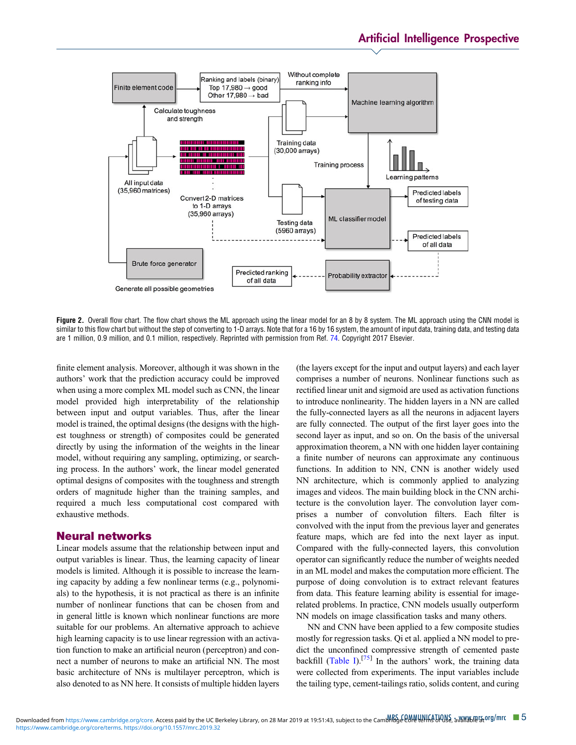Figure 2. Overall flow chart. The flow chart shows the ML approach using the linear model for an 8 by 8 system. The ML approach using the CNN model is similar to this flow chart but without the step of converting to 1-D arrays. Note that for a 16 by 16 system, the amount of input data, training data, and testing data are 1 million, 0.9 million, and 0.1 million, respectively. Reprinted with permission from Ref. 74. Copyright 2017 Elsevier.

finite element analysis. Moreover, although it was shown in the authors' work that the prediction accuracy could be improved when using a more complex ML model such as CNN, the linear model provided high interpretability of the relationship between input and output variables. Thus, after the linear model is trained, the optimal designs (the designs with the highest toughness or strength) of composites could be generated directly by using the information of the weights in the linear model, without requiring any sampling, optimizing, or searching process. In the authors' work, the linear model generated optimal designs of composites with the toughness and strength orders of magnitude higher than the training samples, and required a much less computational cost compared with exhaustive methods.

## Neural networks

Linear models assume that the relationship between input and output variables is linear. Thus, the learning capacity of linear models is limited. Although it is possible to increase the learning capacity by adding a few nonlinear terms (e.g., polynomials) to the hypothesis, it is not practical as there is an infinite number of nonlinear functions that can be chosen from and in general little is known which nonlinear functions are more suitable for our problems. An alternative approach to achieve high learning capacity is to use linear regression with an activation function to make an artificial neuron (perceptron) and connect a number of neurons to make an artificial NN. The most basic architecture of NNs is multilayer perceptron, which is also denoted to as NN here. It consists of multiple hidden layers (the layers except for the input and output layers) and each layer comprises a number of neurons. Nonlinear functions such as rectified linear unit and sigmoid are used as activation functions to introduce nonlinearity. The hidden layers in a NN are called the fully-connected layers as all the neurons in adjacent layers are fully connected. The output of the first layer goes into the second layer as input, and so on. On the basis of the universal approximation theorem, a NN with one hidden layer containing a finite number of neurons can approximate any continuous functions. In addition to NN, CNN is another widely used NN architecture, which is commonly applied to analyzing images and videos. The main building block in the CNN architecture is the convolution layer. The convolution layer comprises a number of convolution filters. Each filter is convolved with the input from the previous layer and generates feature maps, which are fed into the next layer as input. Compared with the fully-connected layers, this convolution operator can significantly reduce the number of weights needed in an ML model and makes the computation more efficient. The purpose of doing convolution is to extract relevant features from data. This feature learning ability is essential for image-related problems. In practice, CNN models usually outperform NN models on image classification tasks and many others.

NN and CNN have been applied to a few composite studies mostly for regression tasks. Qi et al. applied a NN model to predict the unconfined compressive strength of cemented paste backfill (Table I).[75] In the authors' work, the training data were collected from experiments. The input variables include the tailing type, cement-tailings ratio, solids content, and curing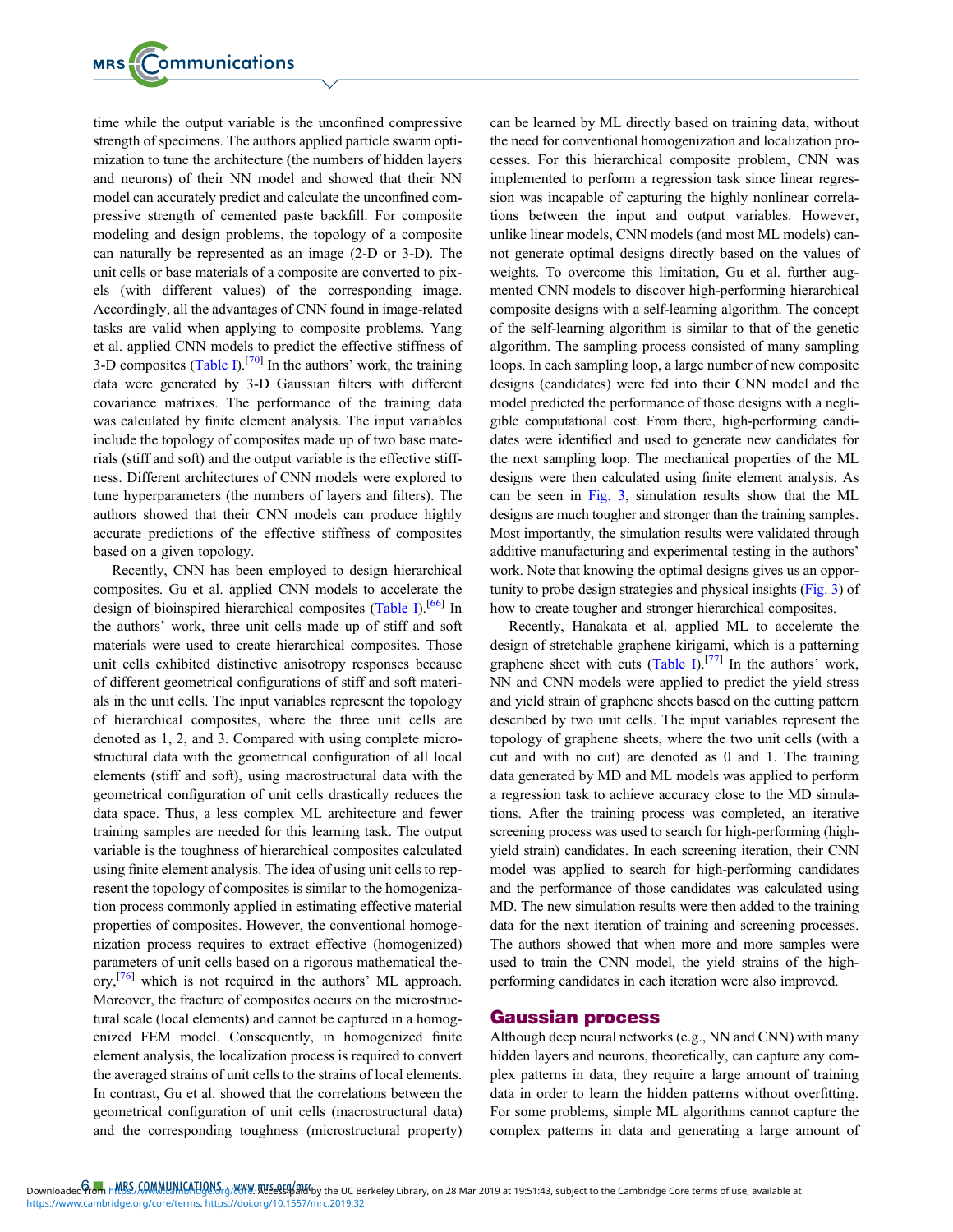time while the output variable is the unconfined compressive strength of specimens. The authors applied particle swarm optimization to tune the architecture (the numbers of hidden layers and neurons) of their NN model and showed that their NN model can accurately predict and calculate the unconfined compressive strength of cemented paste backfill. For composite modeling and design problems, the topology of a composite can naturally be represented as an image (2-D or 3-D). The unit cells or base materials of a composite are converted to pixels (with different values) of the corresponding image. Accordingly, all the advantages of CNN found in image-related tasks are valid when applying to composite problems. Yang et al. applied CNN models to predict the effective stiffness of 3-D composites (Table I).[70] In the authors' work, the training data were generated by 3-D Gaussian filters with different covariance matrixes. The performance of the training data was calculated by finite element analysis. The input variables include the topology of composites made up of two base materials (stiff and soft) and the output variable is the effective stiffness. Different architectures of CNN models were explored to tune hyperparameters (the numbers of layers and filters). The authors showed that their CNN models can produce highly accurate predictions of the effective stiffness of composites based on a given topology.

Recently, CNN has been employed to design hierarchical composites. Gu et al. applied CNN models to accelerate the design of bioinspired hierarchical composites (Table I).[66] In the authors' work, three unit cells made up of stiff and soft materials were used to create hierarchical composites. Those unit cells exhibited distinctive anisotropy responses because of different geometrical configurations of stiff and soft materials in the unit cells. The input variables represent the topology of hierarchical composites, where the three unit cells are denoted as 1, 2, and 3. Compared with using complete microstructural data with the geometrical configuration of all local elements (stiff and soft), using macrostructural data with the geometrical configuration of unit cells drastically reduces the data space. Thus, a less complex ML architecture and fewer training samples are needed for this learning task. The output variable is the toughness of hierarchical composites calculated using finite element analysis. The idea of using unit cells to represent the topology of composites is similar to the homogenization process commonly applied in estimating effective material properties of composites. However, the conventional homogenization process requires to extract effective (homogenized) parameters of unit cells based on a rigorous mathematical theory,[76] which is not required in the authors' ML approach. Moreover, the fracture of composites occurs on the microstructural scale (local elements) and cannot be captured in a homogenized FEM model. Consequently, in homogenized finite element analysis, the localization process is required to convert the averaged strains of unit cells to the strains of local elements. In contrast, Gu et al. showed that the correlations between the geometrical configuration of unit cells (macrostructural data) and the corresponding toughness (microstructural property) can be learned by ML directly based on training data, without the need for conventional homogenization and localization processes. For this hierarchical composite problem, CNN was implemented to perform a regression task since linear regression was incapable of capturing the highly nonlinear correlations between the input and output variables. However, unlike linear models, CNN models (and most ML models) cannot generate optimal designs directly based on the values of weights. To overcome this limitation, Gu et al. further augmented CNN models to discover high-performing hierarchical composite designs with a self-learning algorithm. The concept of the self-learning algorithm is similar to that of the genetic algorithm. The sampling process consisted of many sampling loops. In each sampling loop, a large number of new composite designs (candidates) were fed into their CNN model and the model predicted the performance of those designs with a negligible computational cost. From there, high-performing candidates were identified and used to generate new candidates for the next sampling loop. The mechanical properties of the ML designs were then calculated using finite element analysis. As can be seen in Fig. 3, simulation results show that the ML designs are much tougher and stronger than the training samples. Most importantly, the simulation results were validated through additive manufacturing and experimental testing in the authors' work. Note that knowing the optimal designs gives us an opportunity to probe design strategies and physical insights (Fig. 3) of how to create tougher and stronger hierarchical composites.

Recently, Hanakata et al. applied ML to accelerate the design of stretchable graphene kirigami, which is a patterning graphene sheet with cuts (Table I).[77] In the authors' work, NN and CNN models were applied to predict the yield stress and yield strain of graphene sheets based on the cutting pattern described by two unit cells. The input variables represent the topology of graphene sheets, where the two unit cells (with a cut and with no cut) are denoted as 0 and 1. The training data generated by MD and ML models was applied to perform a regression task to achieve accuracy close to the MD simulations. After the training process was completed, an iterative screening process was used to search for high-performing (high-yield strain) candidates. In each screening iteration, their CNN model was applied to search for high-performing candidates and the performance of those candidates was calculated using MD. The new simulation results were then added to the training data for the next iteration of training and screening processes. The authors showed that when more and more samples were used to train the CNN model, the yield strains of the high-performing candidates in each iteration were also improved.

## Gaussian process

Although deep neural networks (e.g., NN and CNN) with many hidden layers and neurons, theoretically, can capture any complex patterns in data, they require a large amount of training data in order to learn the hidden patterns without overfitting. For some problems, simple ML algorithms cannot capture the complex patterns in data and generating a large amount of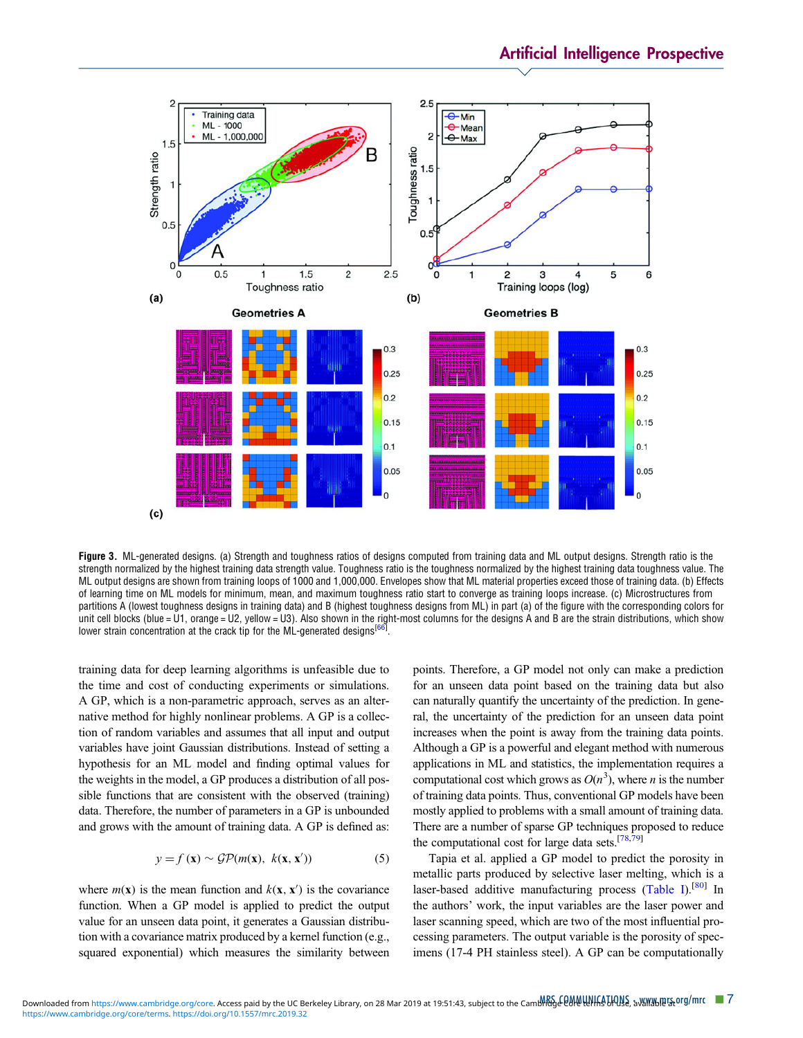(a)

Training data
ML - 1000
ML - 1,000,000

Strength ratio

Toughness ratio

A

B

(b)

Min
Mean
Max

Toughness ratio

Training loops (log)

(c)

Geometries A

Geometries B

**Figure 3.** ML-generated designs. (a) Strength and toughness ratios of designs computed from training data and ML output designs. Strength ratio is the strength normalized by the highest training data strength value. Toughness ratio is the toughness normalized by the highest training data toughness value. The ML output designs are shown from training loops of 1000 and 1,000,000. Envelopes show that ML material properties exceed those of training data. (b) Effects of learning time on ML models for minimum, mean, and maximum toughness ratio start to converge as training loops increase. (c) Microstructures from partitions A (lowest toughness designs in training data) and B (highest toughness designs from ML) in part (a) of the figure with the corresponding colors for unit cell blocks (blue = U1, orange = U2, yellow = U3). Also shown in the right-most columns for the designs A and B are the strain distributions, which show lower strain concentration at the crack tip for the ML-generated designs[66].

training data for deep learning algorithms is unfeasible due to the time and cost of conducting experiments or simulations. A GP, which is a non-parametric approach, serves as an alternative method for highly nonlinear problems. A GP is a collection of random variables and assumes that all input and output variables have joint Gaussian distributions. Instead of setting a hypothesis for an ML model and finding optimal values for the weights in the model, a GP produces a distribution of all possible functions that are consistent with the observed (training) data. Therefore, the number of parameters in a GP is unbounded and grows with the amount of training data. A GP is defined as:

$$y = f(\mathbf{x}) \sim \mathcal{GP}(m(\mathbf{x}),\ k(\mathbf{x}, \mathbf{x}')) \tag{5}$$

where $m(\mathbf{x})$ is the mean function and $k(\mathbf{x}, \mathbf{x}')$ is the covariance function. When a GP model is applied to predict the output value for an unseen data point, it generates a Gaussian distribution with a covariance matrix produced by a kernel function (e.g., squared exponential) which measures the similarity between points. Therefore, a GP model not only can make a prediction for an unseen data point based on the training data but also can naturally quantify the uncertainty of the prediction. In general, the uncertainty of the prediction for an unseen data point increases when the point is away from the training data points. Although a GP is a powerful and elegant method with numerous applications in ML and statistics, the implementation requires a computational cost which grows as $O(n^3)$, where $n$ is the number of training data points. Thus, conventional GP models have been mostly applied to problems with a small amount of training data. There are a number of sparse GP techniques proposed to reduce the computational cost for large data sets.[78,79]

Tapia et al. applied a GP model to predict the porosity in metallic parts produced by selective laser melting, which is a laser-based additive manufacturing process (Table I).[80] In the authors' work, the input variables are the laser power and laser scanning speed, which are two of the most influential processing parameters. The output variable is the porosity of specimens (17-4 PH stainless steel). A GP can be computationally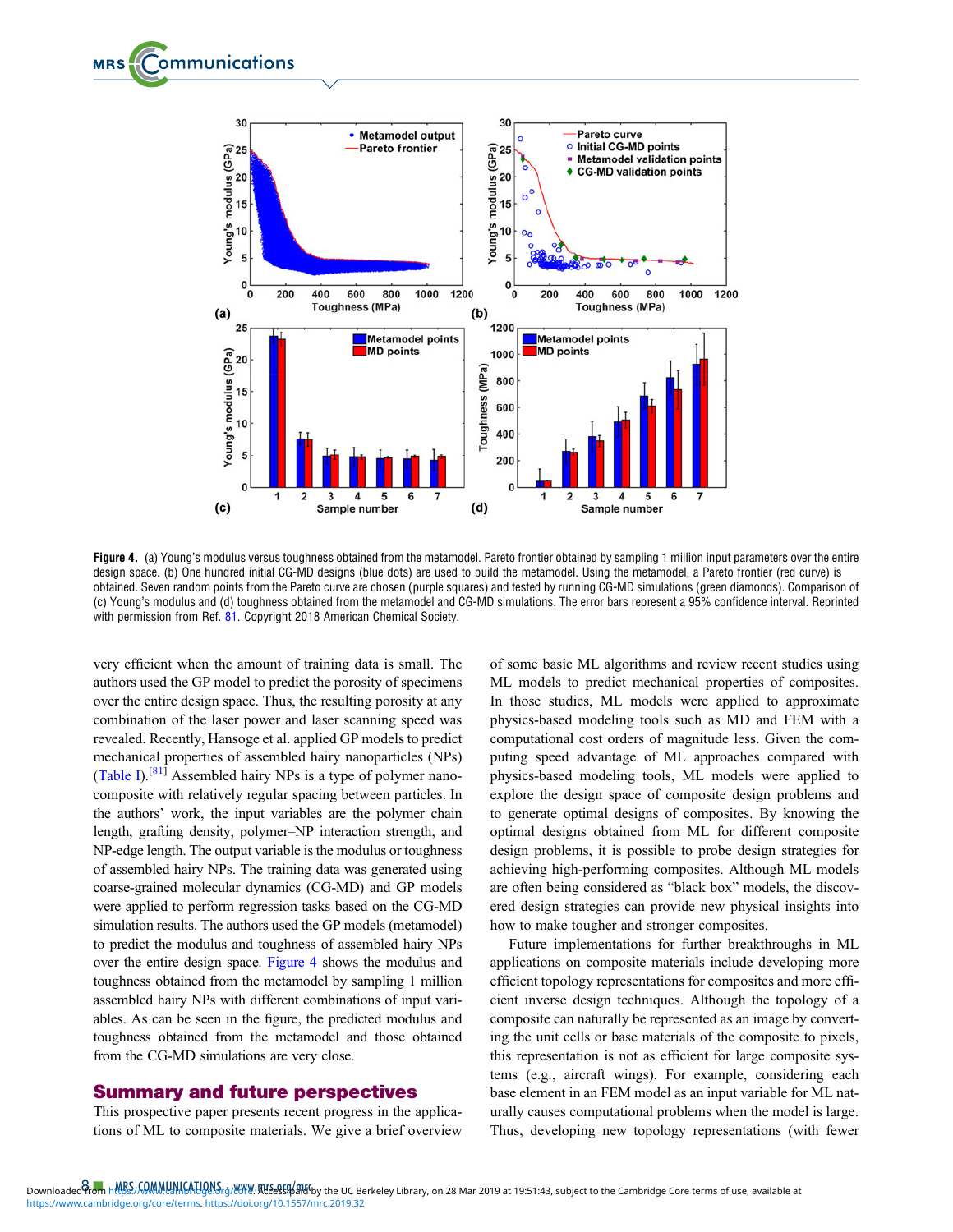Figure 4. (a) Young's modulus versus toughness obtained from the metamodel. Pareto frontier obtained by sampling 1 million input parameters over the entire design space. (b) One hundred initial CG-MD designs (blue dots) are used to build the metamodel. Using the metamodel, a Pareto frontier (red curve) is obtained. Seven random points from the Pareto curve are chosen (purple squares) and tested by running CG-MD simulations (green diamonds). Comparison of (c) Young's modulus and (d) toughness obtained from the metamodel and CG-MD simulations. The error bars represent a 95% confidence interval. Reprinted with permission from Ref. 81. Copyright 2018 American Chemical Society.

very efficient when the amount of training data is small. The authors used the GP model to predict the porosity of specimens over the entire design space. Thus, the resulting porosity at any combination of the laser power and laser scanning speed was revealed. Recently, Hansoge et al. applied GP models to predict mechanical properties of assembled hairy nanoparticles (NPs) (Table I).[81] Assembled hairy NPs is a type of polymer nanocomposite with relatively regular spacing between particles. In the authors' work, the input variables are the polymer chain length, grafting density, polymer–NP interaction strength, and NP-edge length. The output variable is the modulus or toughness of assembled hairy NPs. The training data was generated using coarse-grained molecular dynamics (CG-MD) and GP models were applied to perform regression tasks based on the CG-MD simulation results. The authors used the GP models (metamodel) to predict the modulus and toughness of assembled hairy NPs over the entire design space. Figure 4 shows the modulus and toughness obtained from the metamodel by sampling 1 million assembled hairy NPs with different combinations of input variables. As can be seen in the figure, the predicted modulus and toughness obtained from the metamodel and those obtained from the CG-MD simulations are very close.

## Summary and future perspectives

This prospective paper presents recent progress in the applications of ML to composite materials. We give a brief overview of some basic ML algorithms and review recent studies using ML models to predict mechanical properties of composites. In those studies, ML models were applied to approximate physics-based modeling tools such as MD and FEM with a computational cost orders of magnitude less. Given the computing speed advantage of ML approaches compared with physics-based modeling tools, ML models were applied to explore the design space of composite design problems and to generate optimal designs of composites. By knowing the optimal designs obtained from ML for different composite design problems, it is possible to probe design strategies for achieving high-performing composites. Although ML models are often being considered as "black box" models, the discovered design strategies can provide new physical insights into how to make tougher and stronger composites.

Future implementations for further breakthroughs in ML applications on composite materials include developing more efficient topology representations for composites and more efficient inverse design techniques. Although the topology of a composite can naturally be represented as an image by converting the unit cells or base materials of the composite to pixels, this representation is not as efficient for large composite systems (e.g., aircraft wings). For example, considering each base element in an FEM model as an input variable for ML naturally causes computational problems when the model is large. Thus, developing new topology representations (with fewer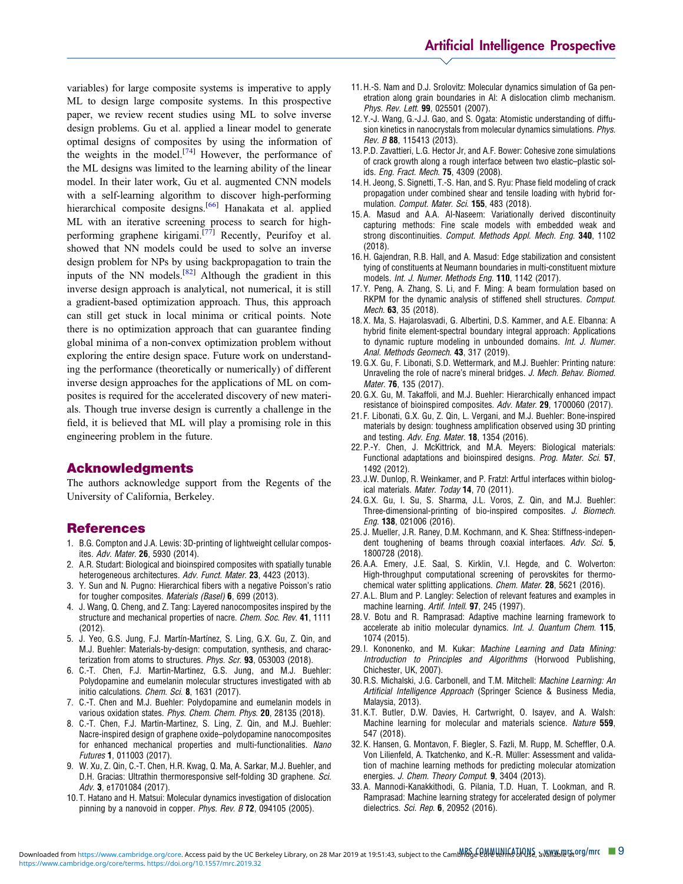variables) for large composite systems is imperative to apply ML to design large composite systems. In this prospective paper, we review recent studies using ML to solve inverse design problems. Gu et al. applied a linear model to generate optimal designs of composites by using the information of the weights in the model.[74] However, the performance of the ML designs was limited to the learning ability of the linear model. In their later work, Gu et al. augmented CNN models with a self-learning algorithm to discover high-performing hierarchical composite designs.[66] Hanakata et al. applied ML with an iterative screening process to search for high-performing graphene kirigami.[77] Recently, Peurifoy et al. showed that NN models could be used to solve an inverse design problem for NPs by using backpropagation to train the inputs of the NN models.[82] Although the gradient in this inverse design approach is analytical, not numerical, it is still a gradient-based optimization approach. Thus, this approach can still get stuck in local minima or critical points. Note there is no optimization approach that can guarantee finding global minima of a non-convex optimization problem without exploring the entire design space. Future work on understanding the performance (theoretically or numerically) of different inverse design approaches for the applications of ML on composites is required for the accelerated discovery of new materials. Though true inverse design is currently a challenge in the field, it is believed that ML will play a promising role in this engineering problem in the future.

## Acknowledgments

The authors acknowledge support from the Regents of the University of California, Berkeley.

## References

1. B.G. Compton and J.A. Lewis: 3D-printing of lightweight cellular composites. *Adv. Mater.* **26**, 5930 (2014).
2. A.R. Studart: Biological and bioinspired composites with spatially tunable heterogeneous architectures. *Adv. Funct. Mater.* **23**, 4423 (2013).
3. Y. Sun and N. Pugno: Hierarchical fibers with a negative Poisson's ratio for tougher composites. *Materials (Basel)* **6**, 699 (2013).
4. J. Wang, Q. Cheng, and Z. Tang: Layered nanocomposites inspired by the structure and mechanical properties of nacre. *Chem. Soc. Rev.* **41**, 1111 (2012).
5. J. Yeo, G.S. Jung, F.J. Martín-Martínez, S. Ling, G.X. Gu, Z. Qin, and M.J. Buehler: Materials-by-design: computation, synthesis, and characterization from atoms to structures. *Phys. Scr.* **93**, 053003 (2018).
6. C.-T. Chen, F.J. Martin-Martinez, G.S. Jung, and M.J. Buehler: Polydopamine and eumelanin molecular structures investigated with ab initio calculations. *Chem. Sci.* **8**, 1631 (2017).
7. C.-T. Chen and M.J. Buehler: Polydopamine and eumelanin models in various oxidation states. *Phys. Chem. Chem. Phys.* **20**, 28135 (2018).
8. C.-T. Chen, F.J. Martin-Martinez, S. Ling, Z. Qin, and M.J. Buehler: Nacre-inspired design of graphene oxide–polydopamine nanocomposites for enhanced mechanical properties and multi-functionalities. *Nano Futures* **1**, 011003 (2017).
9. W. Xu, Z. Qin, C.-T. Chen, H.R. Kwag, Q. Ma, A. Sarkar, M.J. Buehler, and D.H. Gracias: Ultrathin thermoresponsive self-folding 3D graphene. *Sci. Adv.* **3**, e1701084 (2017).
10. T. Hatano and H. Matsui: Molecular dynamics investigation of dislocation pinning by a nanovoid in copper. *Phys. Rev. B* **72**, 094105 (2005).
11. H.-S. Nam and D.J. Srolovitz: Molecular dynamics simulation of Ga penetration along grain boundaries in Al: A dislocation climb mechanism. *Phys. Rev. Lett.* **99**, 025501 (2007).
12. Y.-J. Wang, G.-J.J. Gao, and S. Ogata: Atomistic understanding of diffusion kinetics in nanocrystals from molecular dynamics simulations. *Phys. Rev. B* **88**, 115413 (2013).
13. P.D. Zavattieri, L.G. Hector Jr, and A.F. Bower: Cohesive zone simulations of crack growth along a rough interface between two elastic–plastic solids. *Eng. Fract. Mech.* **75**, 4309 (2008).
14. H. Jeong, S. Signetti, T.-S. Han, and S. Ryu: Phase field modeling of crack propagation under combined shear and tensile loading with hybrid formulation. *Comput. Mater. Sci.* **155**, 483 (2018).
15. A. Masud and A.A. Al-Naseem: Variationally derived discontinuity capturing methods: Fine scale models with embedded weak and strong discontinuities. *Comput. Methods Appl. Mech. Eng.* **340**, 1102 (2018).
16. H. Gajendran, R.B. Hall, and A. Masud: Edge stabilization and consistent tying of constituents at Neumann boundaries in multi-constituent mixture models. *Int. J. Numer. Methods Eng.* **110**, 1142 (2017).
17. Y. Peng, A. Zhang, S. Li, and F. Ming: A beam formulation based on RKPM for the dynamic analysis of stiffened shell structures. *Comput. Mech.* **63**, 35 (2018).
18. X. Ma, S. Hajarolasvadi, G. Albertini, D.S. Kammer, and A.E. Elbanna: A hybrid finite element-spectral boundary integral approach: Applications to dynamic rupture modeling in unbounded domains. *Int. J. Numer. Anal. Methods Geomech.* **43**, 317 (2019).
19. G.X. Gu, F. Libonati, S.D. Wettermark, and M.J. Buehler: Printing nature: Unraveling the role of nacre's mineral bridges. *J. Mech. Behav. Biomed. Mater.* **76**, 135 (2017).
20. G.X. Gu, M. Takaffoli, and M.J. Buehler: Hierarchically enhanced impact resistance of bioinspired composites. *Adv. Mater.* **29**, 1700060 (2017).
21. F. Libonati, G.X. Gu, Z. Qin, L. Vergani, and M.J. Buehler: Bone-inspired materials by design: toughness amplification observed using 3D printing and testing. *Adv. Eng. Mater.* **18**, 1354 (2016).
22. P.-Y. Chen, J. McKittrick, and M.A. Meyers: Biological materials: Functional adaptations and bioinspired designs. *Prog. Mater. Sci.* **57**, 1492 (2012).
23. J.W. Dunlop, R. Weinkamer, and P. Fratzl: Artful interfaces within biological materials. *Mater. Today* **14**, 70 (2011).
24. G.X. Gu, I. Su, S. Sharma, J.L. Voros, Z. Qin, and M.J. Buehler: Three-dimensional-printing of bio-inspired composites. *J. Biomech. Eng.* **138**, 021006 (2016).
25. J. Mueller, J.R. Raney, D.M. Kochmann, and K. Shea: Stiffness-independent toughening of beams through coaxial interfaces. *Adv. Sci.* **5**, 1800728 (2018).
26. A.A. Emery, J.E. Saal, S. Kirklin, V.I. Hegde, and C. Wolverton: High-throughput computational screening of perovskites for thermochemical water splitting applications. *Chem. Mater.* **28**, 5621 (2016).
27. A.L. Blum and P. Langley: Selection of relevant features and examples in machine learning. *Artif. Intell.* **97**, 245 (1997).
28. V. Botu and R. Ramprasad: Adaptive machine learning framework to accelerate ab initio molecular dynamics. *Int. J. Quantum Chem.* **115**, 1074 (2015).
29. I. Kononenko, and M. Kukar: *Machine Learning and Data Mining: Introduction to Principles and Algorithms* (Horwood Publishing, Chichester, UK, 2007).
30. R.S. Michalski, J.G. Carbonell, and T.M. Mitchell: *Machine Learning: An Artificial Intelligence Approach* (Springer Science & Business Media, Malaysia, 2013).
31. K.T. Butler, D.W. Davies, H. Cartwright, O. Isayev, and A. Walsh: Machine learning for molecular and materials science. *Nature* **559**, 547 (2018).
32. K. Hansen, G. Montavon, F. Biegler, S. Fazli, M. Rupp, M. Scheffler, O.A. Von Lilienfeld, A. Tkatchenko, and K.-R. Müller: Assessment and validation of machine learning methods for predicting molecular atomization energies. *J. Chem. Theory Comput.* **9**, 3404 (2013).
33. A. Mannodi-Kanakkithodi, G. Pilania, T.D. Huan, T. Lookman, and R. Ramprasad: Machine learning strategy for accelerated design of polymer dielectrics. *Sci. Rep.* **6**, 20952 (2016).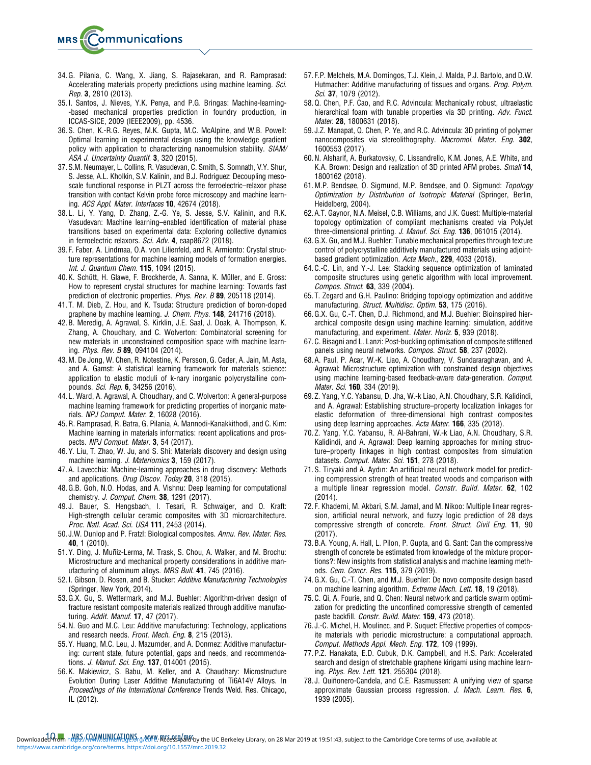34. G. Pilania, C. Wang, X. Jiang, S. Rajasekaran, and R. Ramprasad: Accelerating materials property predictions using machine learning. *Sci. Rep.* **3**, 2810 (2013).
35. I. Santos, J. Nieves, Y.K. Penya, and P.G. Bringas: Machine-learning-based mechanical properties prediction in foundry production, in ICCAS-SICE, 2009 (IEEE2009), pp. 4536.
36. S. Chen, K.-R.G. Reyes, M.K. Gupta, M.C. McAlpine, and W.B. Powell: Optimal learning in experimental design using the knowledge gradient policy with application to characterizing nanoemulsion stability. *SIAM/ASA J. Uncertainty Quantif.* **3**, 320 (2015).
37. S.M. Neumayer, L. Collins, R. Vasudevan, C. Smith, S. Somnath, V.Y. Shur, S. Jesse, A.L. Kholkin, S.V. Kalinin, and B.J. Rodriguez: Decoupling mesoscale functional response in PLZT across the ferroelectric–relaxor phase transition with contact Kelvin probe force microscopy and machine learning. *ACS Appl. Mater. Interfaces* **10**, 42674 (2018).
38. L. Li, Y. Yang, D. Zhang, Z.-G. Ye, S. Jesse, S.V. Kalinin, and R.K. Vasudevan: Machine learning–enabled identification of material phase transitions based on experimental data: Exploring collective dynamics in ferroelectric relaxors. *Sci. Adv.* **4**, eaap8672 (2018).
39. F. Faber, A. Lindmaa, O.A. von Lilienfeld, and R. Armiento: Crystal structure representations for machine learning models of formation energies. *Int. J. Quantum Chem.* **115**, 1094 (2015).
40. K. Schütt, H. Glawe, F. Brockherde, A. Sanna, K. Müller, and E. Gross: How to represent crystal structures for machine learning: Towards fast prediction of electronic properties. *Phys. Rev. B* **89**, 205118 (2014).
41. T. M. Dieb, Z. Hou, and K. Tsuda: Structure prediction of boron-doped graphene by machine learning. *J. Chem. Phys.* **148**, 241716 (2018).
42. B. Meredig, A. Agrawal, S. Kirklin, J.E. Saal, J. Doak, A. Thompson, K. Zhang, A. Choudhary, and C. Wolverton: Combinatorial screening for new materials in unconstrained composition space with machine learning. *Phys. Rev. B* **89**, 094104 (2014).
43. M. De Jong, W. Chen, R. Notestine, K. Persson, G. Ceder, A. Jain, M. Asta, and A. Gamst: A statistical learning framework for materials science: application to elastic moduli of k-nary inorganic polycrystalline compounds. *Sci. Rep.* **6**, 34256 (2016).
44. L. Ward, A. Agrawal, A. Choudhary, and C. Wolverton: A general-purpose machine learning framework for predicting properties of inorganic materials. *NPJ Comput. Mater.* **2**, 16028 (2016).
45. R. Ramprasad, R. Batra, G. Pilania, A. Mannodi-Kanakkithodi, and C. Kim: Machine learning in materials informatics: recent applications and prospects. *NPJ Comput. Mater.* **3**, 54 (2017).
46. Y. Liu, T. Zhao, W. Ju, and S. Shi: Materials discovery and design using machine learning. *J. Materiomics* **3**, 159 (2017).
47. A. Lavecchia: Machine-learning approaches in drug discovery: Methods and applications. *Drug Discov. Today* **20**, 318 (2015).
48. G.B. Goh, N.O. Hodas, and A. Vishnu: Deep learning for computational chemistry. *J. Comput. Chem.* **38**, 1291 (2017).
49. J. Bauer, S. Hengsbach, I. Tesari, R. Schwaiger, and O. Kraft: High-strength cellular ceramic composites with 3D microarchitecture. *Proc. Natl. Acad. Sci. USA* **111**, 2453 (2014).
50. J.W. Dunlop and P. Fratzl: Biological composites. *Annu. Rev. Mater. Res.* **40**, 1 (2010).
51. Y. Ding, J. Muñiz-Lerma, M. Trask, S. Chou, A. Walker, and M. Brochu: Microstructure and mechanical property considerations in additive manufacturing of aluminum alloys. *MRS Bull.* **41**, 745 (2016).
52. I. Gibson, D. Rosen, and B. Stucker: *Additive Manufacturing Technologies* (Springer, New York, 2014).
53. G.X. Gu, S. Wettermark, and M.J. Buehler: Algorithm-driven design of fracture resistant composite materials realized through additive manufacturing. *Addit. Manuf.* **17**, 47 (2017).
54. N. Guo and M.C. Leu: Additive manufacturing: Technology, applications and research needs. *Front. Mech. Eng.* **8**, 215 (2013).
55. Y. Huang, M.C. Leu, J. Mazumder, and A. Donmez: Additive manufacturing: current state, future potential, gaps and needs, and recommendations. *J. Manuf. Sci. Eng.* **137**, 014001 (2015).
56. K. Makiewicz, S. Babu, M. Keller, and A. Chaudhary: Microstructure Evolution During Laser Additive Manufacturing of Ti6A14V Alloys. In *Proceedings of the International Conference* Trends Weld. Res. Chicago, IL (2012).
57. F.P. Melchels, M.A. Domingos, T.J. Klein, J. Malda, P.J. Bartolo, and D.W. Hutmacher: Additive manufacturing of tissues and organs. *Prog. Polym. Sci.* **37**, 1079 (2012).
58. Q. Chen, P.F. Cao, and R.C. Advincula: Mechanically robust, ultraelastic hierarchical foam with tunable properties via 3D printing. *Adv. Funct. Mater.* **28**, 1800631 (2018).
59. J.Z. Manapat, Q. Chen, P. Ye, and R.C. Advincula: 3D printing of polymer nanocomposites via stereolithography. *Macromol. Mater. Eng.* **302**, 1600553 (2017).
60. N. Alsharif, A. Burkatovsky, C. Lissandrello, K.M. Jones, A.E. White, and K.A. Brown: Design and realization of 3D printed AFM probes. *Small* **14**, 1800162 (2018).
61. M.P. Bendsøe, O. Sigmund, M.P. Bendsøe, and O. Sigmund: *Topology Optimization by Distribution of Isotropic Material* (Springer, Berlin, Heidelberg, 2004).
62. A.T. Gaynor, N.A. Meisel, C.B. Williams, and J.K. Guest: Multiple-material topology optimization of compliant mechanisms created via PolyJet three-dimensional printing. *J. Manuf. Sci. Eng.* **136**, 061015 (2014).
63. G.X. Gu, and M.J. Buehler: Tunable mechanical properties through texture control of polycrystalline additively manufactured materials using adjoint-based gradient optimization. *Acta Mech.*, **229**, 4033 (2018).
64. C.-C. Lin, and Y.-J. Lee: Stacking sequence optimization of laminated composite structures using genetic algorithm with local improvement. *Compos. Struct.* **63**, 339 (2004).
65. T. Zegard and G.H. Paulino: Bridging topology optimization and additive manufacturing. *Struct. Multidisc. Optim.* **53**, 175 (2016).
66. G.X. Gu, C.-T. Chen, D.J. Richmond, and M.J. Buehler: Bioinspired hierarchical composite design using machine learning: simulation, additive manufacturing, and experiment. *Mater. Horiz.* **5**, 939 (2018).
67. C. Bisagni and L. Lanzi: Post-buckling optimisation of composite stiffened panels using neural networks. *Compos. Struct.* **58**, 237 (2002).
68. A. Paul, P. Acar, W.-K. Liao, A. Choudhary, V. Sundararaghavan, and A. Agrawal: Microstructure optimization with constrained design objectives using machine learning-based feedback-aware data-generation. *Comput. Mater. Sci.* **160**, 334 (2019).
69. Z. Yang, Y.C. Yabansu, D. Jha, W.-k Liao, A.N. Choudhary, S.R. Kalidindi, and A. Agrawal: Establishing structure–property localization linkages for elastic deformation of three-dimensional high contrast composites using deep learning approaches. *Acta Mater.* **166**, 335 (2018).
70. Z. Yang, Y.C. Yabansu, R. Al-Bahrani, W.-k Liao, A.N. Choudhary, S.R. Kalidindi, and A. Agrawal: Deep learning approaches for mining structure–property linkages in high contrast composites from simulation datasets. *Comput. Mater. Sci.* **151**, 278 (2018).
71. S. Tiryaki and A. Aydın: An artificial neural network model for predicting compression strength of heat treated woods and comparison with a multiple linear regression model. *Constr. Build. Mater.* **62**, 102 (2014).
72. F. Khademi, M. Akbari, S.M. Jamal, and M. Nikoo: Multiple linear regression, artificial neural network, and fuzzy logic prediction of 28 days compressive strength of concrete. *Front. Struct. Civil Eng.* **11**, 90 (2017).
73. B.A. Young, A. Hall, L. Pilon, P. Gupta, and G. Sant: Can the compressive strength of concrete be estimated from knowledge of the mixture proportions?: New insights from statistical analysis and machine learning methods. *Cem. Concr. Res.* **115**, 379 (2019).
74. G.X. Gu, C.-T. Chen, and M.J. Buehler: De novo composite design based on machine learning algorithm. *Extreme Mech. Lett.* **18**, 19 (2018).
75. C. Qi, A. Fourie, and Q. Chen: Neural network and particle swarm optimization for predicting the unconfined compressive strength of cemented paste backfill. *Constr. Build. Mater.* **159**, 473 (2018).
76. J.-C. Michel, H. Moulinec, and P. Suquet: Effective properties of composite materials with periodic microstructure: a computational approach. *Comput. Methods Appl. Mech. Eng.* **172**, 109 (1999).
77. P.Z. Hanakata, E.D. Cubuk, D.K. Campbell, and H.S. Park: Accelerated search and design of stretchable graphene kirigami using machine learning. *Phys. Rev. Lett.* **121**, 255304 (2018).
78. J. Quiñonero-Candela, and C.E. Rasmussen: A unifying view of sparse approximate Gaussian process regression. *J. Mach. Learn. Res.* **6**, 1939 (2005).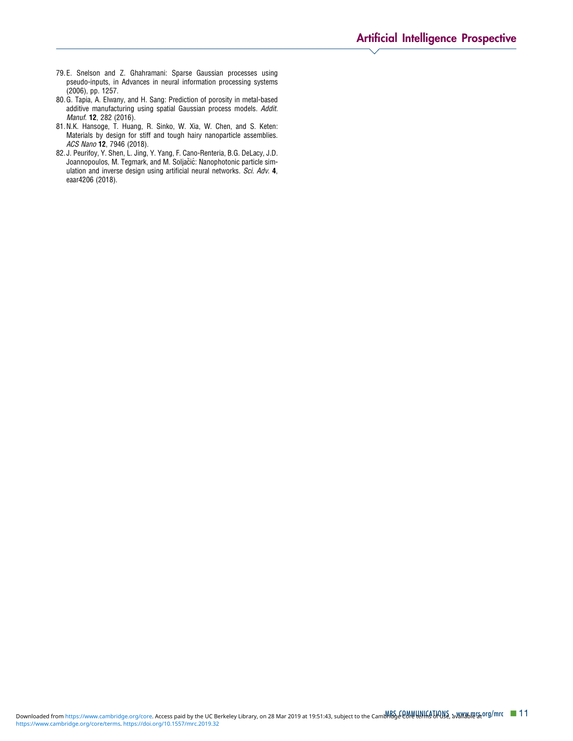79. E. Snelson and Z. Ghahramani: Sparse Gaussian processes using pseudo-inputs, in Advances in neural information processing systems (2006), pp. 1257.
80. G. Tapia, A. Elwany, and H. Sang: Prediction of porosity in metal-based additive manufacturing using spatial Gaussian process models. *Addit. Manuf.* **12**, 282 (2016).
81. N.K. Hansoge, T. Huang, R. Sinko, W. Xia, W. Chen, and S. Keten: Materials by design for stiff and tough hairy nanoparticle assemblies. *ACS Nano* **12**, 7946 (2018).
82. J. Peurifoy, Y. Shen, L. Jing, Y. Yang, F. Cano-Renteria, B.G. DeLacy, J.D. Joannopoulos, M. Tegmark, and M. Soljačić: Nanophotonic particle simulation and inverse design using artificial neural networks. *Sci. Adv.* **4**, eaar4206 (2018).